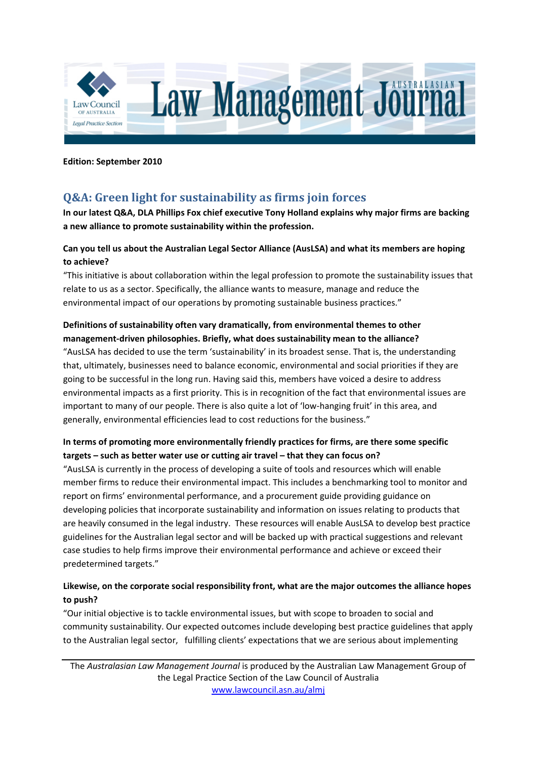**Edition: September 2010**

## Q&A: Green light for sustainability as firms join forces

**In our latest Q&A, DLA Phillips Fox chief executive Tony Holland explains why major firms are backing a new alliance to promote sustainability within the profession.**

**Can you tell us about the Australian Legal Sector Alliance (AusLSA) and what its members are hoping to achieve?**

"This initiative is about collaboration within the legal profession to promote the sustainability issues that relate to us as a sector. Specifically, the alliance wants to measure, manage and reduce the environmental impact of our operations by promoting sustainable business practices."

**Definitions of sustainability often vary dramatically, from environmental themes to other management-driven philosophies. Briefly, what does sustainability mean to the alliance?**

"AusLSA has decided to use the term 'sustainability' in its broadest sense. That is, the understanding that, ultimately, businesses need to balance economic, environmental and social priorities if they are going to be successful in the long run. Having said this, members have voiced a desire to address environmental impacts as a first priority. This is in recognition of the fact that environmental issues are important to many of our people. There is also quite a lot of 'low-hanging fruit' in this area, and generally, environmental efficiencies lead to cost reductions for the business."

**In terms of promoting more environmentally friendly practices for firms, are there some specific targets – such as better water use or cutting air travel – that they can focus on?**

"AusLSA is currently in the process of developing a suite of tools and resources which will enable member firms to reduce their environmental impact. This includes a benchmarking tool to monitor and report on firms' environmental performance, and a procurement guide providing guidance on developing policies that incorporate sustainability and information on issues relating to products that are heavily consumed in the legal industry. These resources will enable AusLSA to develop best practice guidelines for the Australian legal sector and will be backed up with practical suggestions and relevant case studies to help firms improve their environmental performance and achieve or exceed their predetermined targets."

**Likewise, on the corporate social responsibility front, what are the major outcomes the alliance hopes to push?**

"Our initial objective is to tackle environmental issues, but with scope to broaden to social and community sustainability. Our expected outcomes include developing best practice guidelines that apply to the Australian legal sector, fulfilling clients' expectations that we are serious about implementing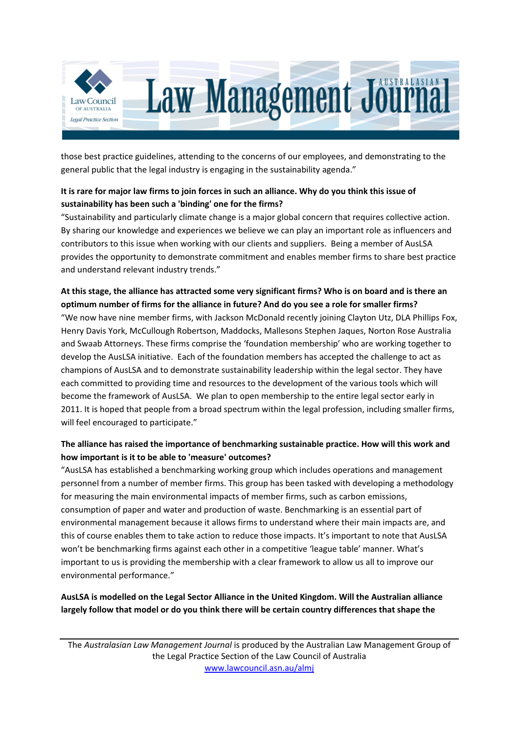those best practice guidelines, attending to the concerns of our employees, and demonstrating to the general public that the legal industry is engaging in the sustainability agenda."

**It is rare for major law firms to join forces in such an alliance. Why do you think this issue of sustainability has been such a 'binding' one for the firms?**

"Sustainability and particularly climate change is a major global concern that requires collective action. By sharing our knowledge and experiences we believe we can play an important role as influencers and contributors to this issue when working with our clients and suppliers. Being a member of AusLSA provides the opportunity to demonstrate commitment and enables member firms to share best practice and understand relevant industry trends."

**At this stage, the alliance has attracted some very significant firms? Who is on board and is there an optimum number of firms for the alliance in future? And do you see a role for smaller firms?**

"We now have nine member firms, with Jackson McDonald recently joining Clayton Utz, DLA Phillips Fox, Henry Davis York, McCullough Robertson, Maddocks, Mallesons Stephen Jaques, Norton Rose Australia and Swaab Attorneys. These firms comprise the 'foundation membership' who are working together to develop the AusLSA initiative. Each of the foundation members has accepted the challenge to act as champions of AusLSA and to demonstrate sustainability leadership within the legal sector. They have each committed to providing time and resources to the development of the various tools which will become the framework of AusLSA. We plan to open membership to the entire legal sector early in 2011. It is hoped that people from a broad spectrum within the legal profession, including smaller firms, will feel encouraged to participate."

**The alliance has raised the importance of benchmarking sustainable practice. How will this work and how important is it to be able to 'measure' outcomes?**

"AusLSA has established a benchmarking working group which includes operations and management personnel from a number of member firms. This group has been tasked with developing a methodology for measuring the main environmental impacts of member firms, such as carbon emissions, consumption of paper and water and production of waste. Benchmarking is an essential part of environmental management because it allows firms to understand where their main impacts are, and this of course enables them to take action to reduce those impacts. It's important to note that AusLSA won't be benchmarking firms against each other in a competitive 'league table' manner. What's important to us is providing the membership with a clear framework to allow us all to improve our environmental performance."

**AusLSA is modelled on the Legal Sector Alliance in the United Kingdom. Will the Australian alliance largely follow that model or do you think there will be certain country differences that shape the**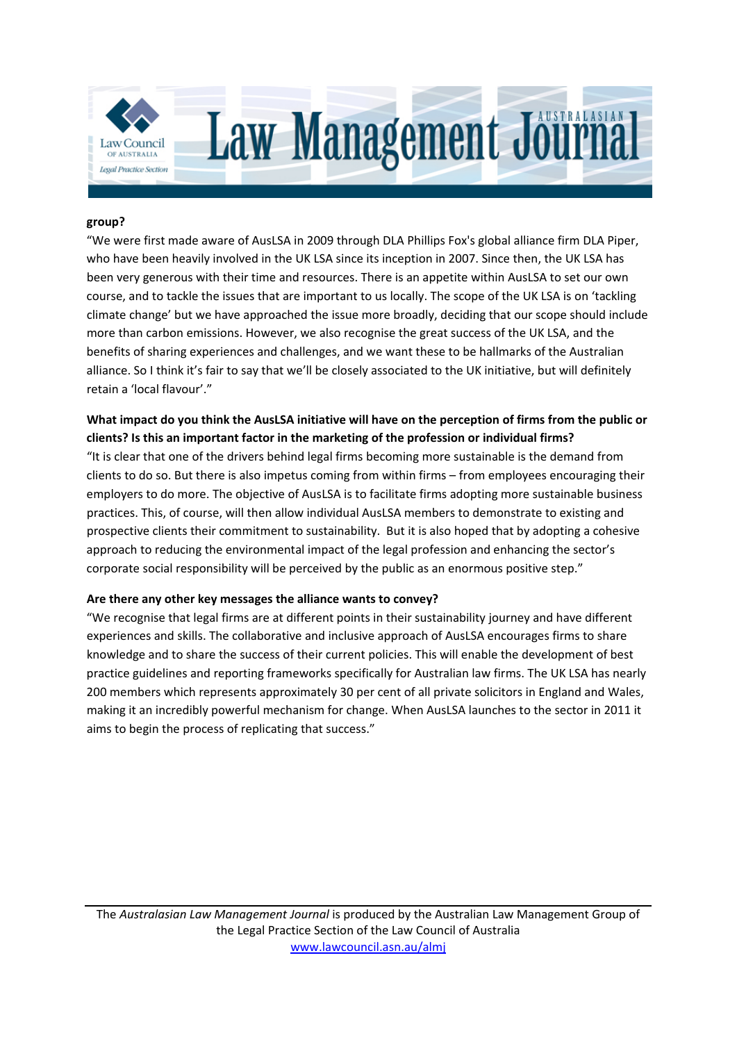**group?**

"We were first made aware of AusLSA in 2009 through DLA Phillips Fox's global alliance firm DLA Piper, who have been heavily involved in the UK LSA since its inception in 2007. Since then, the UK LSA has been very generous with their time and resources. There is an appetite within AusLSA to set our own course, and to tackle the issues that are important to us locally. The scope of the UK LSA is on 'tackling climate change' but we have approached the issue more broadly, deciding that our scope should include more than carbon emissions. However, we also recognise the great success of the UK LSA, and the benefits of sharing experiences and challenges, and we want these to be hallmarks of the Australian alliance. So I think it's fair to say that we'll be closely associated to the UK initiative, but will definitely retain a 'local flavour'."

**What impact do you think the AusLSA initiative will have on the perception of firms from the public or clients? Is this an important factor in the marketing of the profession or individual firms?**

"It is clear that one of the drivers behind legal firms becoming more sustainable is the demand from clients to do so. But there is also impetus coming from within firms – from employees encouraging their employers to do more. The objective of AusLSA is to facilitate firms adopting more sustainable business practices. This, of course, will then allow individual AusLSA members to demonstrate to existing and prospective clients their commitment to sustainability. But it is also hoped that by adopting a cohesive approach to reducing the environmental impact of the legal profession and enhancing the sector's corporate social responsibility will be perceived by the public as an enormous positive step."

**Are there any other key messages the alliance wants to convey?**

"We recognise that legal firms are at different points in their sustainability journey and have different experiences and skills. The collaborative and inclusive approach of AusLSA encourages firms to share knowledge and to share the success of their current policies. This will enable the development of best practice guidelines and reporting frameworks specifically for Australian law firms. The UK LSA has nearly 200 members which represents approximately 30 per cent of all private solicitors in England and Wales, making it an incredibly powerful mechanism for change. When AusLSA launches to the sector in 2011 it aims to begin the process of replicating that success."